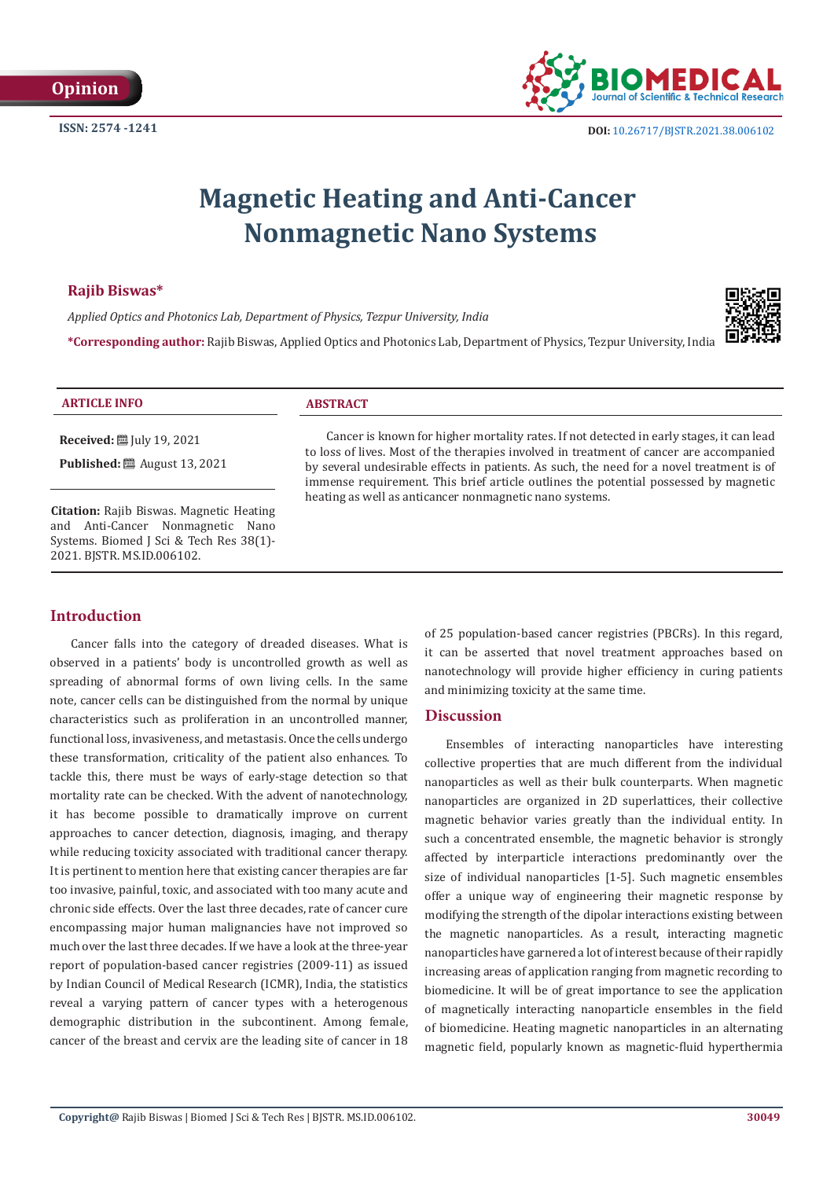Opinion

ISSN: 2574 -1241

DOI: 10.26717/BJSTR.2021.38.006102

# Magnetic Heating and Anti-Cancer Nonmagnetic Nano Systems

**Rajib Biswas***

*Applied Optics and Photonics Lab, Department of Physics, Tezpur University, India*

***Corresponding author:** Rajib Biswas, Applied Optics and Photonics Lab, Department of Physics, Tezpur University, India

**ARTICLE INFO**

**Received:** July 19, 2021

**Published:** August 13, 2021

**Citation:** Rajib Biswas. Magnetic Heating and Anti-Cancer Nonmagnetic Nano Systems. Biomed J Sci & Tech Res 38(1)-2021. BJSTR. MS.ID.006102.

**ABSTRACT**

Cancer is known for higher mortality rates. If not detected in early stages, it can lead to loss of lives. Most of the therapies involved in treatment of cancer are accompanied by several undesirable effects in patients. As such, the need for a novel treatment is of immense requirement. This brief article outlines the potential possessed by magnetic heating as well as anticancer nonmagnetic nano systems.

## Introduction

Cancer falls into the category of dreaded diseases. What is observed in a patients' body is uncontrolled growth as well as spreading of abnormal forms of own living cells. In the same note, cancer cells can be distinguished from the normal by unique characteristics such as proliferation in an uncontrolled manner, functional loss, invasiveness, and metastasis. Once the cells undergo these transformation, criticality of the patient also enhances. To tackle this, there must be ways of early-stage detection so that mortality rate can be checked. With the advent of nanotechnology, it has become possible to dramatically improve on current approaches to cancer detection, diagnosis, imaging, and therapy while reducing toxicity associated with traditional cancer therapy. It is pertinent to mention here that existing cancer therapies are far too invasive, painful, toxic, and associated with too many acute and chronic side effects. Over the last three decades, rate of cancer cure encompassing major human malignancies have not improved so much over the last three decades. If we have a look at the three-year report of population-based cancer registries (2009-11) as issued by Indian Council of Medical Research (ICMR), India, the statistics reveal a varying pattern of cancer types with a heterogenous demographic distribution in the subcontinent. Among female, cancer of the breast and cervix are the leading site of cancer in 18 of 25 population-based cancer registries (PBCRs). In this regard, it can be asserted that novel treatment approaches based on nanotechnology will provide higher efficiency in curing patients and minimizing toxicity at the same time.

## Discussion

Ensembles of interacting nanoparticles have interesting collective properties that are much different from the individual nanoparticles as well as their bulk counterparts. When magnetic nanoparticles are organized in 2D superlattices, their collective magnetic behavior varies greatly than the individual entity. In such a concentrated ensemble, the magnetic behavior is strongly affected by interparticle interactions predominantly over the size of individual nanoparticles [1-5]. Such magnetic ensembles offer a unique way of engineering their magnetic response by modifying the strength of the dipolar interactions existing between the magnetic nanoparticles. As a result, interacting magnetic nanoparticles have garnered a lot of interest because of their rapidly increasing areas of application ranging from magnetic recording to biomedicine. It will be of great importance to see the application of magnetically interacting nanoparticle ensembles in the field of biomedicine. Heating magnetic nanoparticles in an alternating magnetic field, popularly known as magnetic-fluid hyperthermia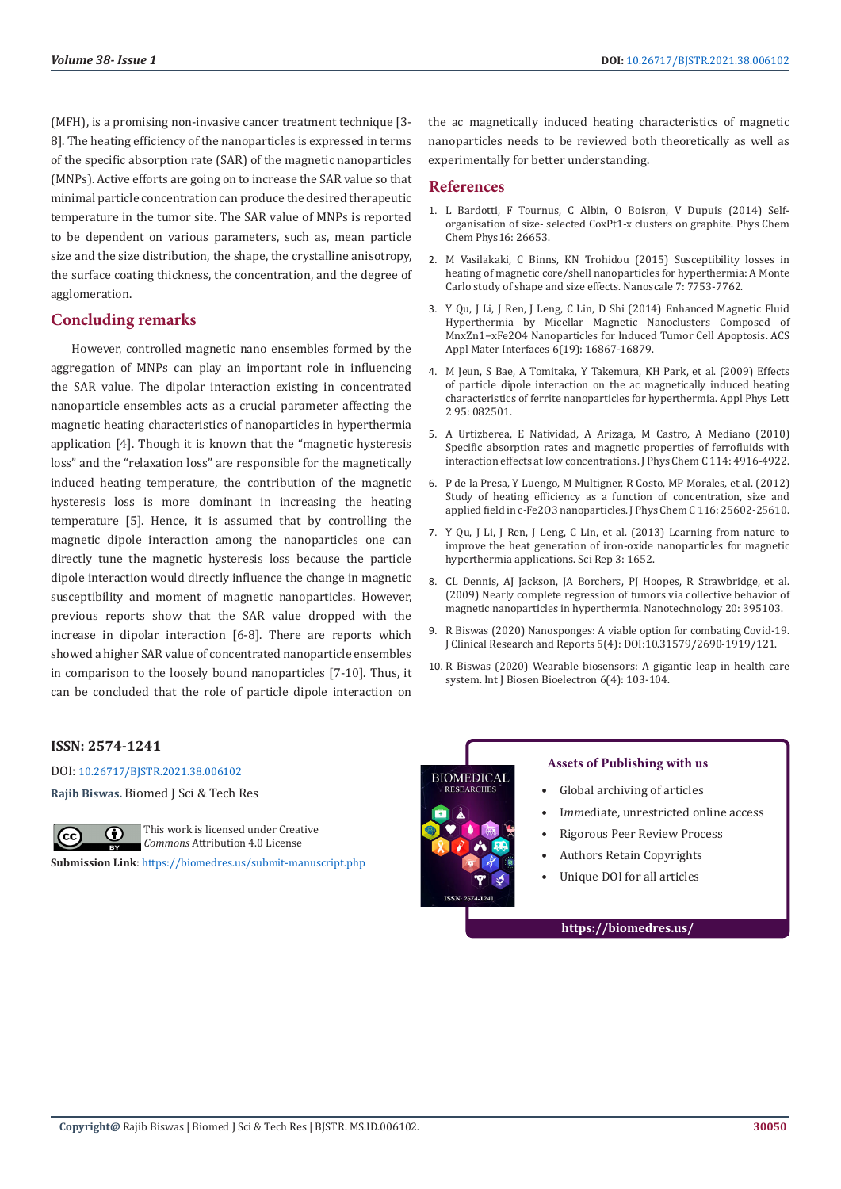(MFH), is a promising non-invasive cancer treatment technique [3-8]. The heating efficiency of the nanoparticles is expressed in terms of the specific absorption rate (SAR) of the magnetic nanoparticles (MNPs). Active efforts are going on to increase the SAR value so that minimal particle concentration can produce the desired therapeutic temperature in the tumor site. The SAR value of MNPs is reported to be dependent on various parameters, such as, mean particle size and the size distribution, the shape, the crystalline anisotropy, the surface coating thickness, the concentration, and the degree of agglomeration.

## Concluding remarks

However, controlled magnetic nano ensembles formed by the aggregation of MNPs can play an important role in influencing the SAR value. The dipolar interaction existing in concentrated nanoparticle ensembles acts as a crucial parameter affecting the magnetic heating characteristics of nanoparticles in hyperthermia application [4]. Though it is known that the "magnetic hysteresis loss" and the "relaxation loss" are responsible for the magnetically induced heating temperature, the contribution of the magnetic hysteresis loss is more dominant in increasing the heating temperature [5]. Hence, it is assumed that by controlling the magnetic dipole interaction among the nanoparticles one can directly tune the magnetic hysteresis loss because the particle dipole interaction would directly influence the change in magnetic susceptibility and moment of magnetic nanoparticles. However, previous reports show that the SAR value dropped with the increase in dipolar interaction [6-8]. There are reports which showed a higher SAR value of concentrated nanoparticle ensembles in comparison to the loosely bound nanoparticles [7-10]. Thus, it can be concluded that the role of particle dipole interaction on the ac magnetically induced heating characteristics of magnetic nanoparticles needs to be reviewed both theoretically as well as experimentally for better understanding.

## References

1. L Bardotti, F Tournus, C Albin, O Boisron, V Dupuis (2014) Self-organisation of size- selected CoxPt1-x clusters on graphite. Phys Chem Chem Phys 16: 26653.
2. M Vasilakaki, C Binns, KN Trohidou (2015) Susceptibility losses in heating of magnetic core/shell nanoparticles for hyperthermia: A Monte Carlo study of shape and size effects. Nanoscale 7: 7753-7762.
3. Y Qu, J Li, J Ren, J Leng, C Lin, D Shi (2014) Enhanced Magnetic Fluid Hyperthermia by Micellar Magnetic Nanoclusters Composed of MnxZn1−xFe2O4 Nanoparticles for Induced Tumor Cell Apoptosis. ACS Appl Mater Interfaces 6(19): 16867-16879.
4. M Jeun, S Bae, A Tomitaka, Y Takemura, KH Park, et al. (2009) Effects of particle dipole interaction on the ac magnetically induced heating characteristics of ferrite nanoparticles for hyperthermia. Appl Phys Lett 2 95: 082501.
5. A Urtizberea, E Natividad, A Arizaga, M Castro, A Mediano (2010) Specific absorption rates and magnetic properties of ferrofluids with interaction effects at low concentrations. J Phys Chem C 114: 4916-4922.
6. P de la Presa, Y Luengo, M Multigner, R Costo, MP Morales, et al. (2012) Study of heating efficiency as a function of concentration, size and applied field in c-Fe2O3 nanoparticles. J Phys Chem C 116: 25602-25610.
7. Y Qu, J Li, J Ren, J Leng, C Lin, et al. (2013) Learning from nature to improve the heat generation of iron-oxide nanoparticles for magnetic hyperthermia applications. Sci Rep 3: 1652.
8. CL Dennis, AJ Jackson, JA Borchers, PJ Hoopes, R Strawbridge, et al. (2009) Nearly complete regression of tumors via collective behavior of magnetic nanoparticles in hyperthermia. Nanotechnology 20: 395103.
9. R Biswas (2020) Nanosponges: A viable option for combating Covid-19. J Clinical Research and Reports 5(4): DOI:10.31579/2690-1919/121.
10. R Biswas (2020) Wearable biosensors: A gigantic leap in health care system. Int J Biosen Bioelectron 6(4): 103-104.

**ISSN: 2574-1241**

DOI: 10.26717/BJSTR.2021.38.006102

**Rajib Biswas.** Biomed J Sci & Tech Res

This work is licensed under Creative *Commons* Attribution 4.0 License

**Submission Link**: https://biomedres.us/submit-manuscript.php

**Assets of Publishing with us**

- Global archiving of articles
- Immediate, unrestricted online access
- Rigorous Peer Review Process
- Authors Retain Copyrights
- Unique DOI for all articles

**https://biomedres.us/**